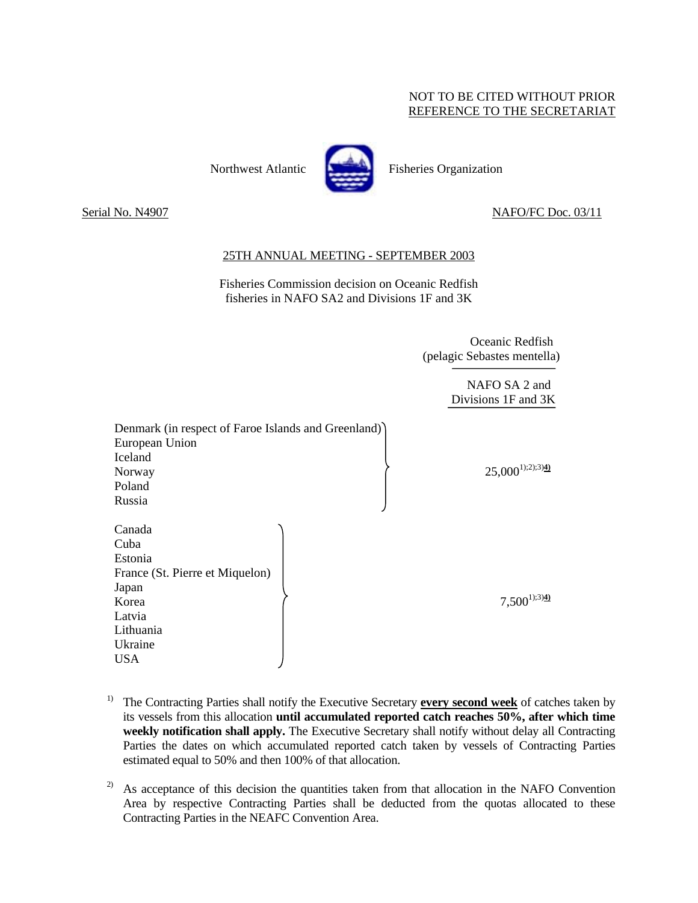NOT TO BE CITED WITHOUT PRIOR
REFERENCE TO THE SECRETARIAT

Northwest Atlantic Fisheries Organization

Serial No. N4907 NAFO/FC Doc. 03/11

## 25TH ANNUAL MEETING - SEPTEMBER 2003

### Fisheries Commission decision on Oceanic Redfish fisheries in NAFO SA2 and Divisions 1F and 3K

| | Oceanic Redfish (pelagic Sebastes mentella) NAFO SA 2 and Divisions 1F and 3K |
|---|---|
| Denmark (in respect of Faroe Islands and Greenland)<br>European Union<br>Iceland<br>Norway<br>Poland<br>Russia | 25,000[1);2);3)**4)**] |
| Canada<br>Cuba<br>Estonia<br>France (St. Pierre et Miquelon)<br>Japan<br>Korea<br>Latvia<br>Lithuania<br>Ukraine<br>USA | 7,500[1);3)**4)**] |

1) The Contracting Parties shall notify the Executive Secretary **every second week** of catches taken by its vessels from this allocation **until accumulated reported catch reaches 50%, after which time weekly notification shall apply.** The Executive Secretary shall notify without delay all Contracting Parties the dates on which accumulated reported catch taken by vessels of Contracting Parties estimated equal to 50% and then 100% of that allocation.

2) As acceptance of this decision the quantities taken from that allocation in the NAFO Convention Area by respective Contracting Parties shall be deducted from the quotas allocated to these Contracting Parties in the NEAFC Convention Area.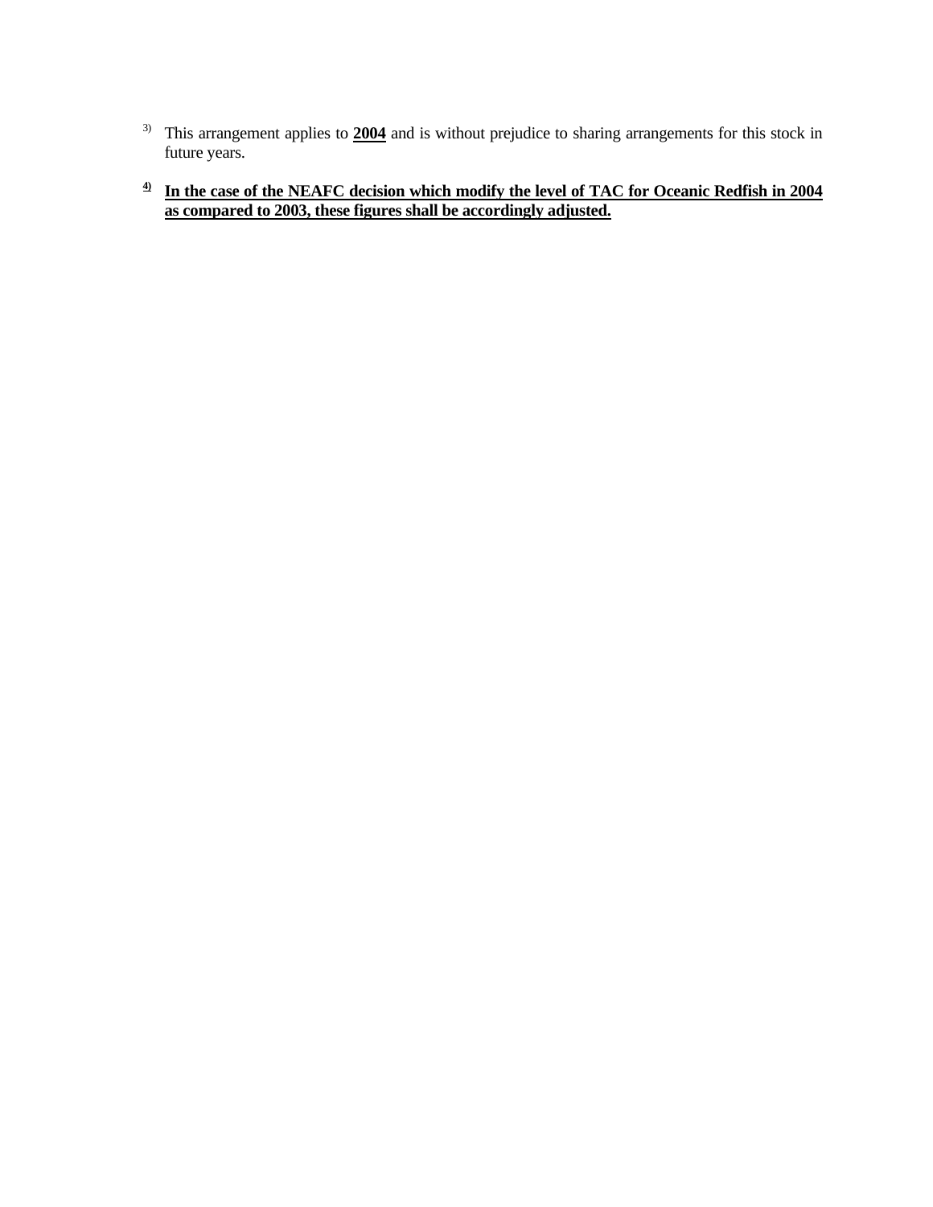[3] This arrangement applies to **2004** and is without prejudice to sharing arrangements for this stock in future years.

**[4] In the case of the NEAFC decision which modify the level of TAC for Oceanic Redfish in 2004 as compared to 2003, these figures shall be accordingly adjusted.**